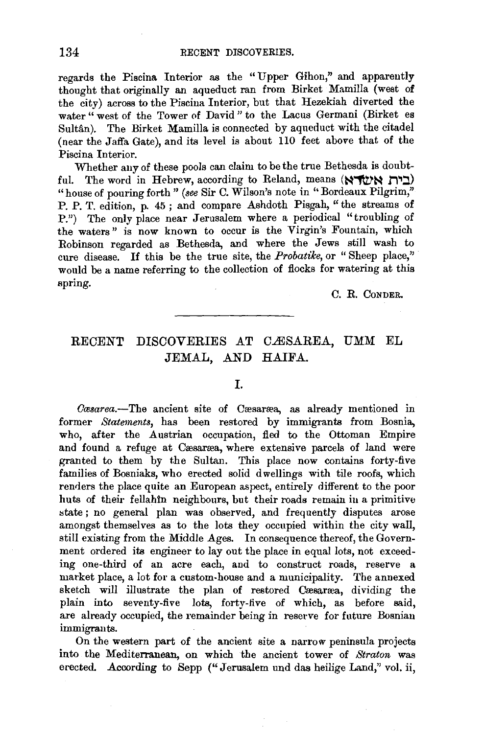regards the Piscina Interior as the "Upper Gihon," and apparently thought that originally an aqueduct ran from Birket Mamilla (west of the city) across to the Piscina Interior, but that Hezekiah diverted the water "west of the Tower of David" to the Lacus Germani (Birket es Sultân). The Birket Mamilla is connected by aqueduct with the citadel (near the Jaffa Gate), and its level is about 110 feet above that of the Piscina Interior.

Whether any of these pools can claim to be the true Bethesda is doubtful. The word in Hebrew, according to Reland, means (בית אשדא) "house of pouring forth" (*see* Sir C. Wilson's note in "Bordeaux Pilgrim," P. P. T. edition, p. 45; and compare Ashdoth Pisgah, "the streams of P.") The only place near Jerusalem where a periodical "troubling of the waters" is now known to occur is the Virgin's Fountain, which Robinson regarded as Bethesda, and where the Jews still wash to cure disease. If this be the true site, the *Probatike*, or "Sheep place," would be a name referring to the collection of flocks for watering at this spring.

C. R. CONDER.

---

## RECENT DISCOVERIES AT CÆSAREA, UMM EL JEMAL, AND HAIFA.

### I.

*Cæsarea.*—The ancient site of Cæsaræa, as already mentioned in former *Statements*, has been restored by immigrants from Bosnia, who, after the Austrian occupation, fled to the Ottoman Empire and found a refuge at Cæsaræa, where extensive parcels of land were granted to them by the Sultan. This place now contains forty-five families of Bosniaks, who erected solid dwellings with tile roofs, which renders the place quite an European aspect, entirely different to the poor huts of their fellahîn neighbours, but their roads remain in a primitive state; no general plan was observed, and frequently disputes arose amongst themselves as to the lots they occupied within the city wall, still existing from the Middle Ages. In consequence thereof, the Government ordered its engineer to lay out the place in equal lots, not exceeding one-third of an acre each, and to construct roads, reserve a market place, a lot for a custom-house and a municipality. The annexed sketch will illustrate the plan of restored Cæsaræa, dividing the plain into seventy-five lots, forty-five of which, as before said, are already occupied, the remainder being in reserve for future Bosnian immigrants.

On the western part of the ancient site a narrow peninsula projects into the Mediterranean, on which the ancient tower of *Straton* was erected. According to Sepp ("Jerusalem und das heilige Land," vol. ii,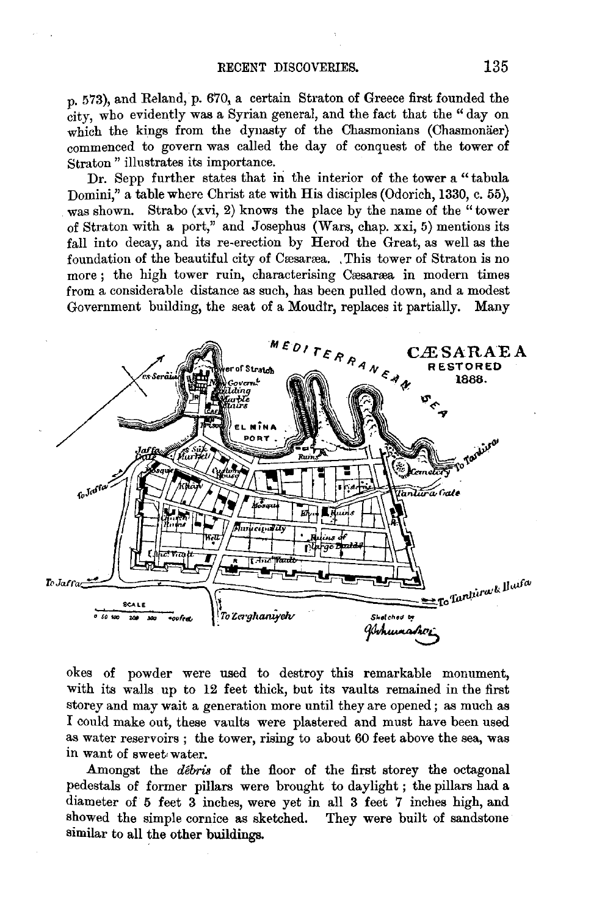p. 573), and Reland, p. 670, a certain Straton of Greece first founded the city, who evidently was a Syrian general, and the fact that the "day on which the kings from the dynasty of the Chasmonians (Chasmonäer) commenced to govern was called the day of conquest of the tower of Straton" illustrates its importance.

Dr. Sepp further states that in the interior of the tower a "tabula Domini," a table where Christ ate with His disciples (Odorich, 1330, c. 55), was shown. Strabo (xvi, 2) knows the place by the name of the "tower of Straton with a port," and Josephus (Wars, chap. xxi, 5) mentions its fall into decay, and its re-erection by Herod the Great, as well as the foundation of the beautiful city of Cæsaræa. This tower of Straton is no more; the high tower ruin, characterising Cæsaræa in modern times from a considerable distance as such, has been pulled down, and a modest Government building, the seat of a Moudîr, replaces it partially. Many okes of powder were used to destroy this remarkable monument, with its walls up to 12 feet thick, but its vaults remained in the first storey and may wait a generation more until they are opened; as much as I could make out, these vaults were plastered and must have been used as water reservoirs; the tower, rising to about 60 feet above the sea, was in want of sweet water.

Amongst the *débris* of the floor of the first storey the octagonal pedestals of former pillars were brought to daylight; the pillars had a diameter of 5 feet 3 inches, were yet in all 3 feet 7 inches high, and showed the simple cornice as sketched. They were built of sandstone similar to all the other buildings.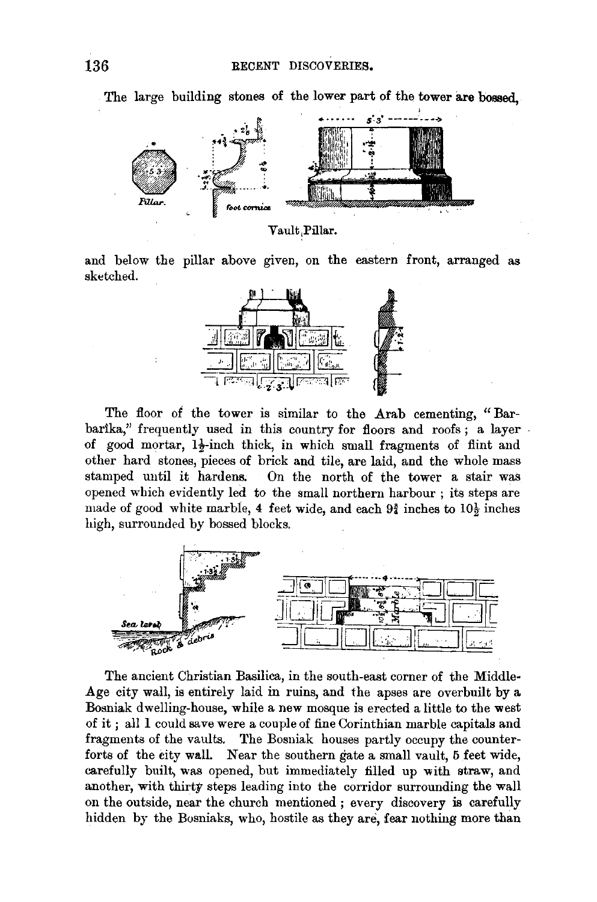The large building stones of the lower part of the tower are bossed,

Vault Pillar.

and below the pillar above given, on the eastern front, arranged as sketched.

The floor of the tower is similar to the Arab cementing, "Barbarîka," frequently used in this country for floors and roofs; a layer of good mortar, $1\frac{1}{2}$-inch thick, in which small fragments of flint and other hard stones, pieces of brick and tile, are laid, and the whole mass stamped until it hardens. On the north of the tower a stair was opened which evidently led to the small northern harbour; its steps are made of good white marble, 4 feet wide, and each $9\frac{3}{4}$ inches to $10\frac{1}{2}$ inches high, surrounded by bossed blocks.

The ancient Christian Basilica, in the south-east corner of the Middle-Age city wall, is entirely laid in ruins, and the apses are overbuilt by a Bosniak dwelling-house, while a new mosque is erected a little to the west of it; all I could save were a couple of fine Corinthian marble capitals and fragments of the vaults. The Bosniak houses partly occupy the counterforts of the city wall. Near the southern gate a small vault, 5 feet wide, carefully built, was opened, but immediately filled up with straw, and another, with thirty steps leading into the corridor surrounding the wall on the outside, near the church mentioned; every discovery is carefully hidden by the Bosniaks, who, hostile as they are, fear nothing more than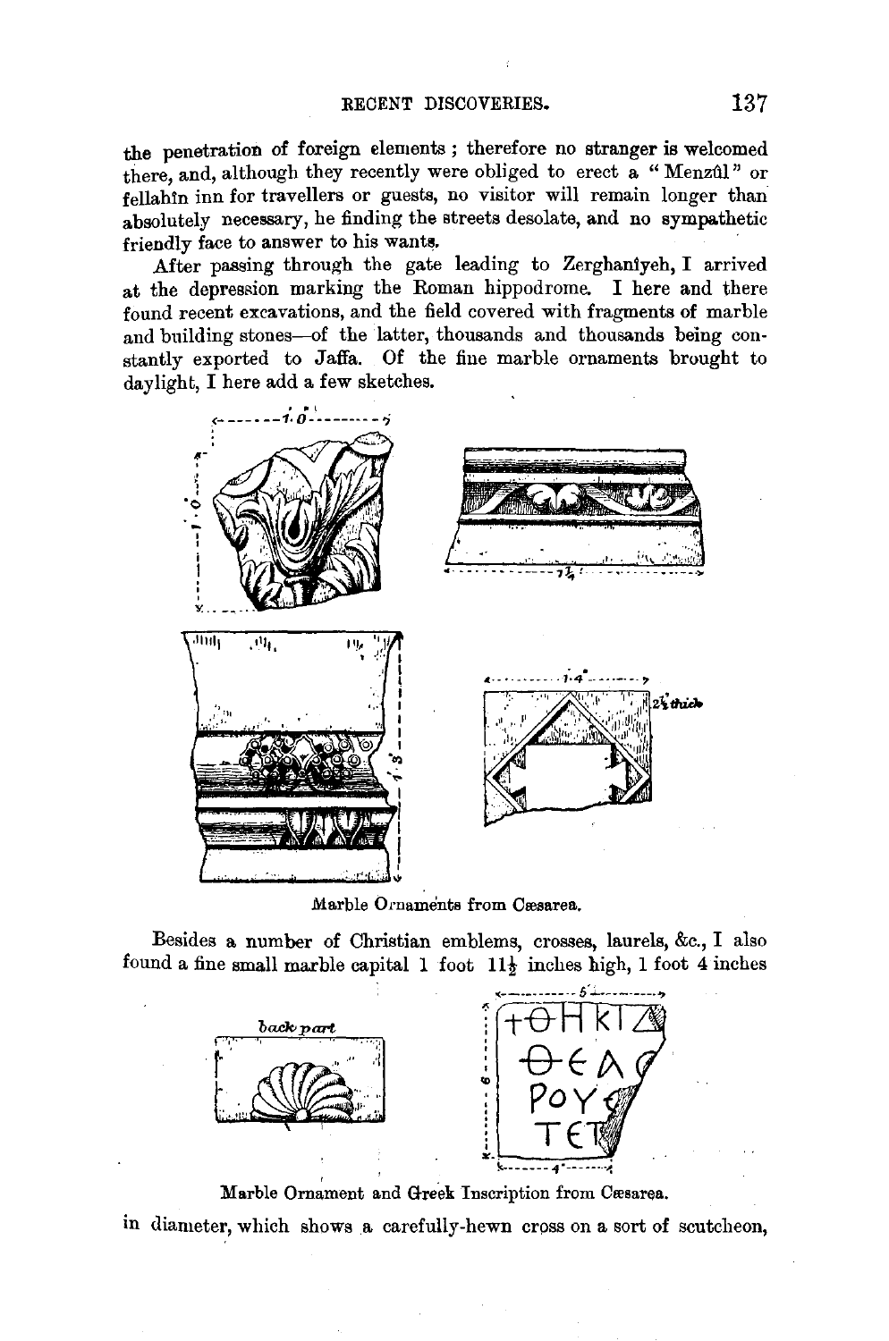the penetration of foreign elements; therefore no stranger is welcomed there, and, although they recently were obliged to erect a "Menzûl" or fellahîn inn for travellers or guests, no visitor will remain longer than absolutely necessary, he finding the streets desolate, and no sympathetic friendly face to answer to his wants.

After passing through the gate leading to Zerghanîyeh, I arrived at the depression marking the Roman hippodrome. I here and there found recent excavations, and the field covered with fragments of marble and building stones—of the latter, thousands and thousands being constantly exported to Jaffa. Of the fine marble ornaments brought to daylight, I here add a few sketches.

Marble Ornaments from Cæsarea.

Besides a number of Christian emblems, crosses, laurels, &c., I also found a fine small marble capital 1 foot 11½ inches high, 1 foot 4 inches

Marble Ornament and Greek Inscription from Cæsarea.

in diameter, which shows a carefully-hewn cross on a sort of scutcheon,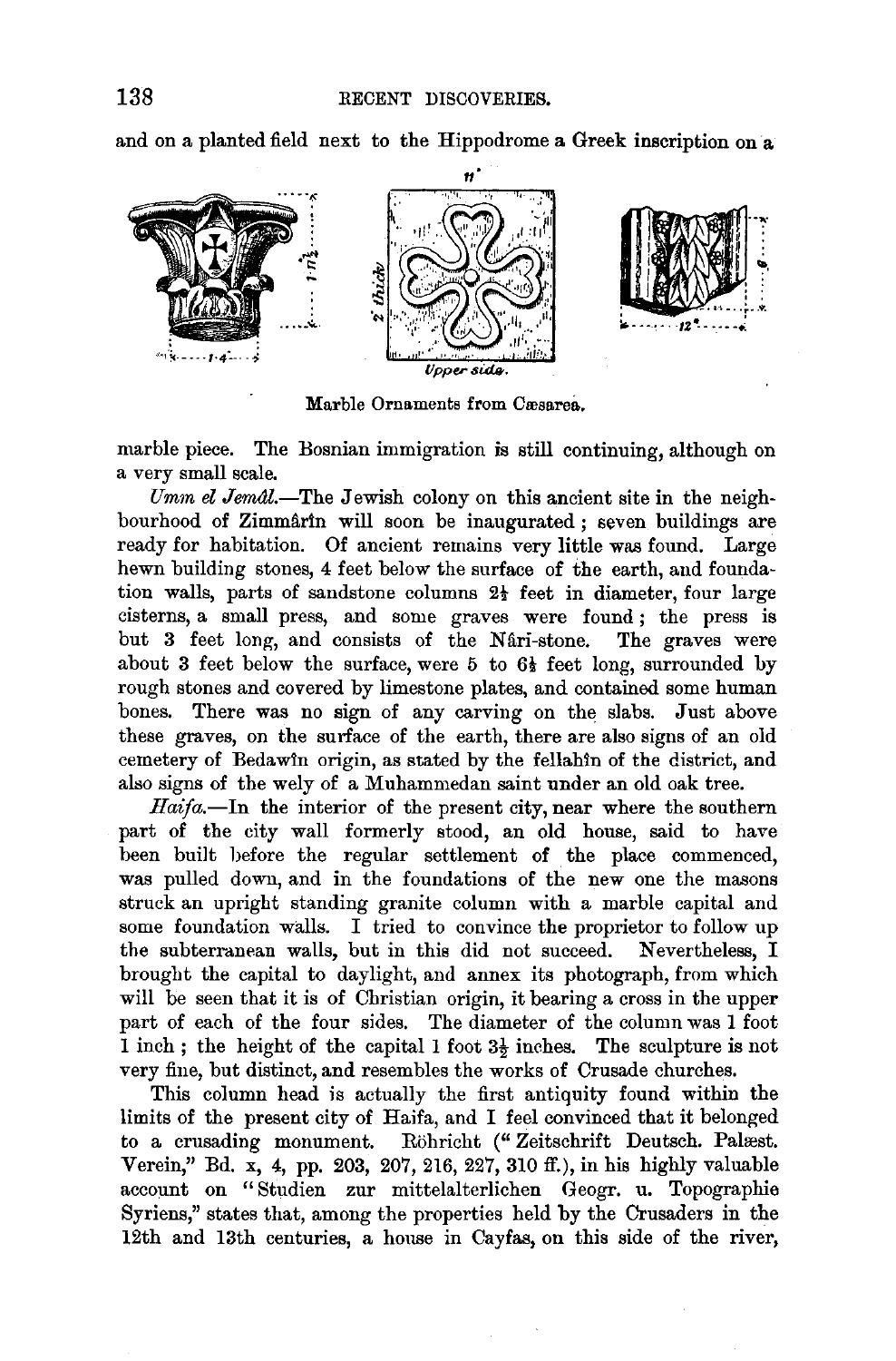and on a planted field next to the Hippodrome a Greek inscription on a

Marble Ornaments from Cæsarea.

marble piece. The Bosnian immigration is still continuing, although on a very small scale.

*Umm el Jemâl.*—The Jewish colony on this ancient site in the neighbourhood of Zimmârîn will soon be inaugurated; seven buildings are ready for habitation. Of ancient remains very little was found. Large hewn building stones, 4 feet below the surface of the earth, and foundation walls, parts of sandstone columns 2½ feet in diameter, four large cisterns, a small press, and some graves were found; the press is but 3 feet long, and consists of the Nâri-stone. The graves were about 3 feet below the surface, were 5 to 6½ feet long, surrounded by rough stones and covered by limestone plates, and contained some human bones. There was no sign of any carving on the slabs. Just above these graves, on the surface of the earth, there are also signs of an old cemetery of Bedawîn origin, as stated by the fellahîn of the district, and also signs of the wely of a Muhammedan saint under an old oak tree.

*Haifa.*—In the interior of the present city, near where the southern part of the city wall formerly stood, an old house, said to have been built before the regular settlement of the place commenced, was pulled down, and in the foundations of the new one the masons struck an upright standing granite column with a marble capital and some foundation walls. I tried to convince the proprietor to follow up the subterranean walls, but in this did not succeed. Nevertheless, I brought the capital to daylight, and annex its photograph, from which will be seen that it is of Christian origin, it bearing a cross in the upper part of each of the four sides. The diameter of the column was 1 foot 1 inch; the height of the capital 1 foot 3½ inches. The sculpture is not very fine, but distinct, and resembles the works of Crusade churches.

This column head is actually the first antiquity found within the limits of the present city of Haifa, and I feel convinced that it belonged to a crusading monument. Röhricht ("Zeitschrift Deutsch. Palæst. Verein," Bd. x, 4, pp. 203, 207, 216, 227, 310 ff.), in his highly valuable account on "Studien zur mittelalterlichen Geogr. u. Topographie Syriens," states that, among the properties held by the Crusaders in the 12th and 13th centuries, a house in Cayfas, on this side of the river,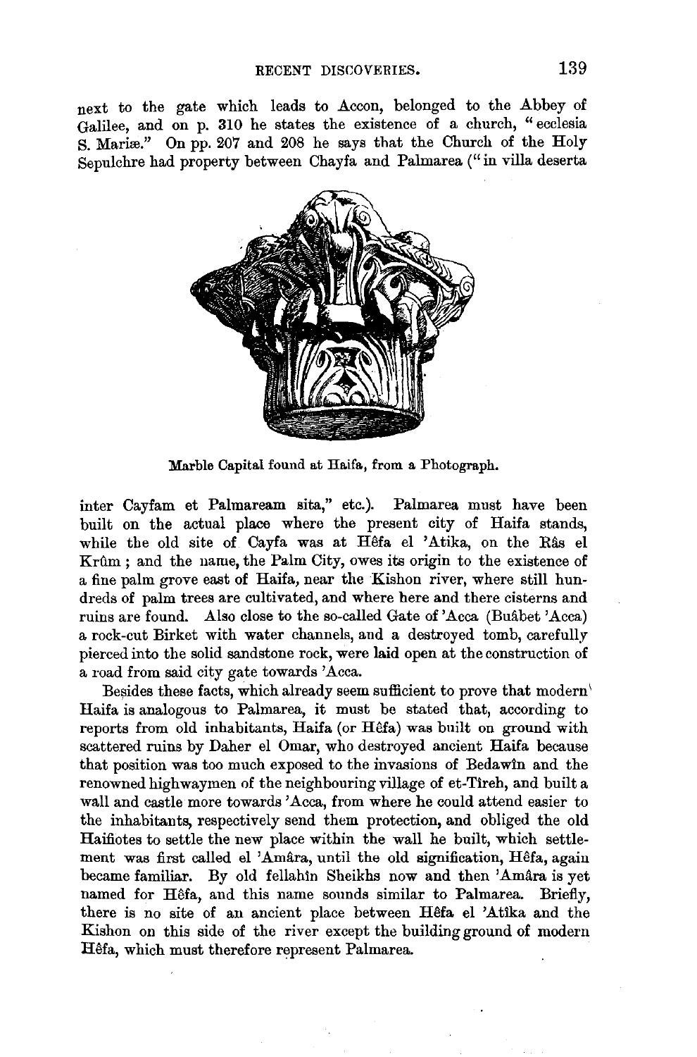next to the gate which leads to Accon, belonged to the Abbey of Galilee, and on p. 310 he states the existence of a church, "ecclesia S. Mariæ." On pp. 207 and 208 he says that the Church of the Holy Sepulchre had property between Chayfa and Palmarea ("in villa deserta

Marble Capital found at Haifa, from a Photograph.

inter Cayfam et Palmaream sita," etc.). Palmarea must have been built on the actual place where the present city of Haifa stands, while the old site of Cayfa was at Hêfa el 'Atika, on the Râs el Krûm; and the name, the Palm City, owes its origin to the existence of a fine palm grove east of Haifa, near the Kishon river, where still hundreds of palm trees are cultivated, and where here and there cisterns and ruins are found. Also close to the so-called Gate of 'Acca (Buâbet 'Acca) a rock-cut Birket with water channels, and a destroyed tomb, carefully pierced into the solid sandstone rock, were laid open at the construction of a road from said city gate towards 'Acca.

Besides these facts, which already seem sufficient to prove that modern Haifa is analogous to Palmarea, it must be stated that, according to reports from old inhabitants, Haifa (or Hêfa) was built on ground with scattered ruins by Daher el Omar, who destroyed ancient Haifa because that position was too much exposed to the invasions of Bedawîn and the renowned highwaymen of the neighbouring village of et-Tîreh, and built a wall and castle more towards 'Acca, from where he could attend easier to the inhabitants, respectively send them protection, and obliged the old Haifiotes to settle the new place within the wall he built, which settlement was first called el 'Amâra, until the old signification, Hêfa, again became familiar. By old fellahîn Sheikhs now and then 'Amâra is yet named for Hêfa, and this name sounds similar to Palmarea. Briefly, there is no site of an ancient place between Hêfa el 'Atîka and the Kishon on this side of the river except the building ground of modern Hêfa, which must therefore represent Palmarea.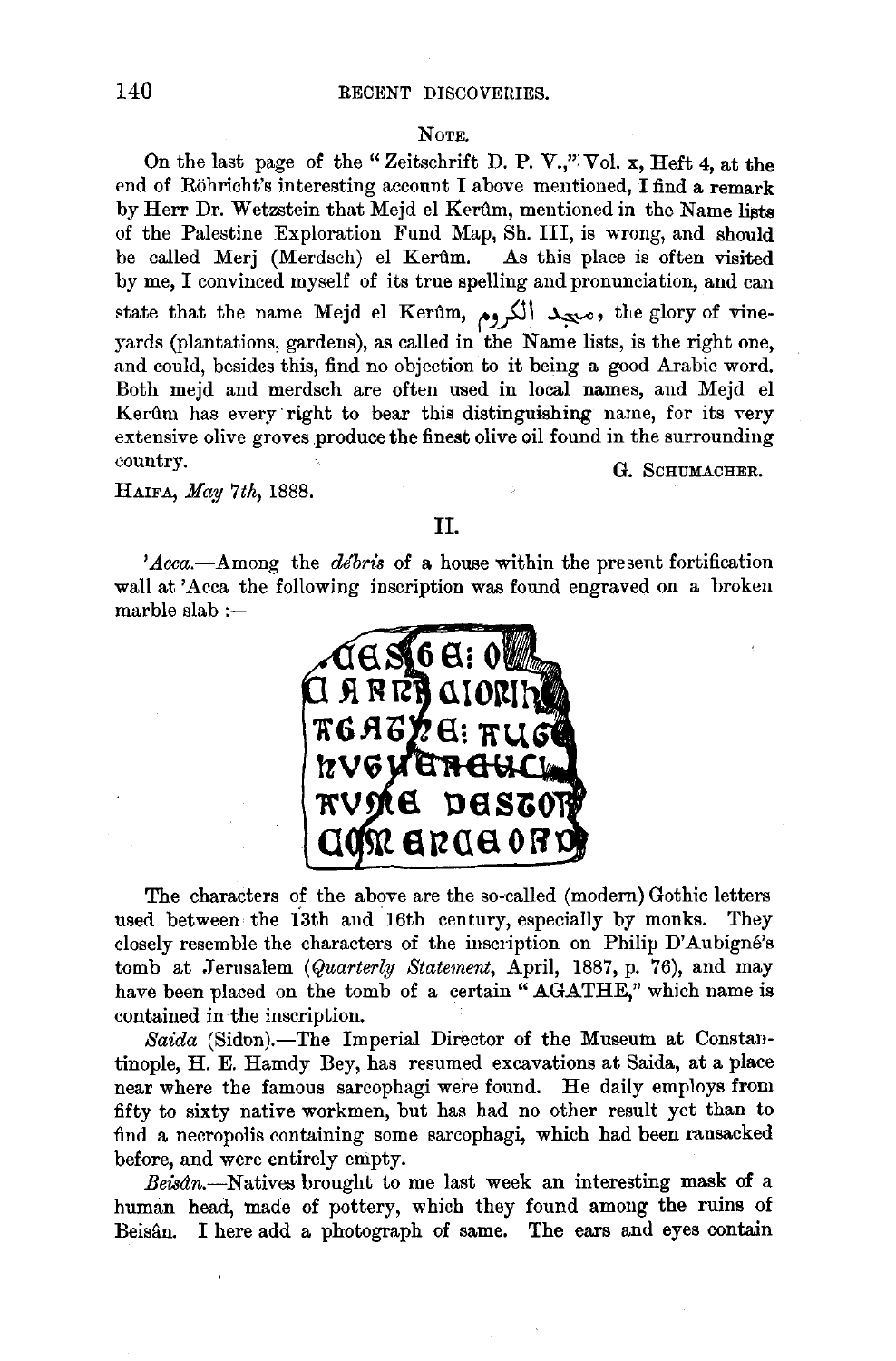NOTE.

On the last page of the "Zeitschrift D. P. V.," Vol. x, Heft 4, at the end of Röhricht's interesting account I above mentioned, I find a remark by Herr Dr. Wetzstein that Mejd el Kerûm, mentioned in the Name lists of the Palestine Exploration Fund Map, Sh. III, is wrong, and should be called Merj (Merdsch) el Kerûm. As this place is often visited by me, I convinced myself of its true spelling and pronunciation, and can state that the name Mejd el Kerûm, مجد الكروم, the glory of vineyards (plantations, gardens), as called in the Name lists, is the right one, and could, besides this, find no objection to it being a good Arabic word. Both mejd and merdsch are often used in local names, and Mejd el Kerûm has every right to bear this distinguishing name, for its very extensive olive groves produce the finest olive oil found in the surrounding country.

G. SCHUMACHER.

HAIFA, *May 7th*, 1888.

## II.

*'Acca.*—Among the *débris* of a house within the present fortification wall at 'Acca the following inscription was found engraved on a broken marble slab :—

The characters of the above are the so-called (modern) Gothic letters used between the 13th and 16th century, especially by monks. They closely resemble the characters of the inscription on Philip D'Aubigné's tomb at Jerusalem (*Quarterly Statement*, April, 1887, p. 76), and may have been placed on the tomb of a certain "AGATHE," which name is contained in the inscription.

*Saida* (Sidon).—The Imperial Director of the Museum at Constantinople, H. E. Hamdy Bey, has resumed excavations at Saida, at a place near where the famous sarcophagi were found. He daily employs from fifty to sixty native workmen, but has had no other result yet than to find a necropolis containing some sarcophagi, which had been ransacked before, and were entirely empty.

*Beisân.*—Natives brought to me last week an interesting mask of a human head, made of pottery, which they found among the ruins of Beisân. I here add a photograph of same. The ears and eyes contain